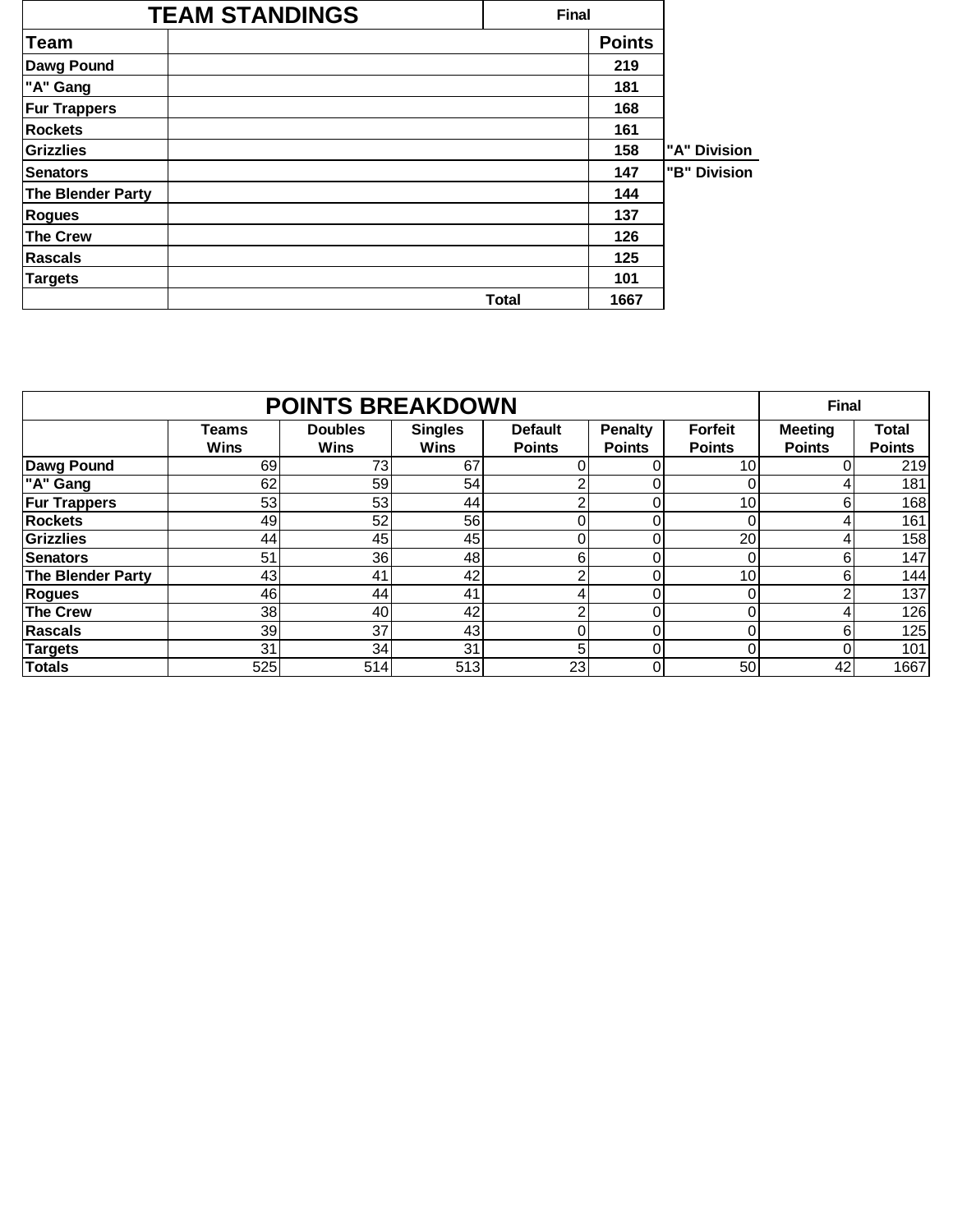## TEAM STANDINGS

Final

| Team | | Points | |
|---|---|---|---|
| Dawg Pound | | 219 | |
| "A" Gang | | 181 | |
| Fur Trappers | | 168 | |
| Rockets | | 161 | |
| Grizzlies | | 158 | "A" Division |
| Senators | | 147 | "B" Division |
| The Blender Party | | 144 | |
| Rogues | | 137 | |
| The Crew | | 126 | |
| Rascals | | 125 | |
| Targets | | 101 | |
| | Total | 1667 | |

## POINTS BREAKDOWN

Final

| | Teams Wins | Doubles Wins | Singles Wins | Default Points | Penalty Points | Forfeit Points | Meeting Points | Total Points |
|---|---|---|---|---|---|---|---|---|
| Dawg Pound | 69 | 73 | 67 | 0 | 0 | 10 | 0 | 219 |
| "A" Gang | 62 | 59 | 54 | 2 | 0 | 0 | 4 | 181 |
| Fur Trappers | 53 | 53 | 44 | 2 | 0 | 10 | 6 | 168 |
| Rockets | 49 | 52 | 56 | 0 | 0 | 0 | 4 | 161 |
| Grizzlies | 44 | 45 | 45 | 0 | 0 | 20 | 4 | 158 |
| Senators | 51 | 36 | 48 | 6 | 0 | 0 | 6 | 147 |
| The Blender Party | 43 | 41 | 42 | 2 | 0 | 10 | 6 | 144 |
| Rogues | 46 | 44 | 41 | 4 | 0 | 0 | 2 | 137 |
| The Crew | 38 | 40 | 42 | 2 | 0 | 0 | 4 | 126 |
| Rascals | 39 | 37 | 43 | 0 | 0 | 0 | 6 | 125 |
| Targets | 31 | 34 | 31 | 5 | 0 | 0 | 0 | 101 |
| Totals | 525 | 514 | 513 | 23 | 0 | 50 | 42 | 1667 |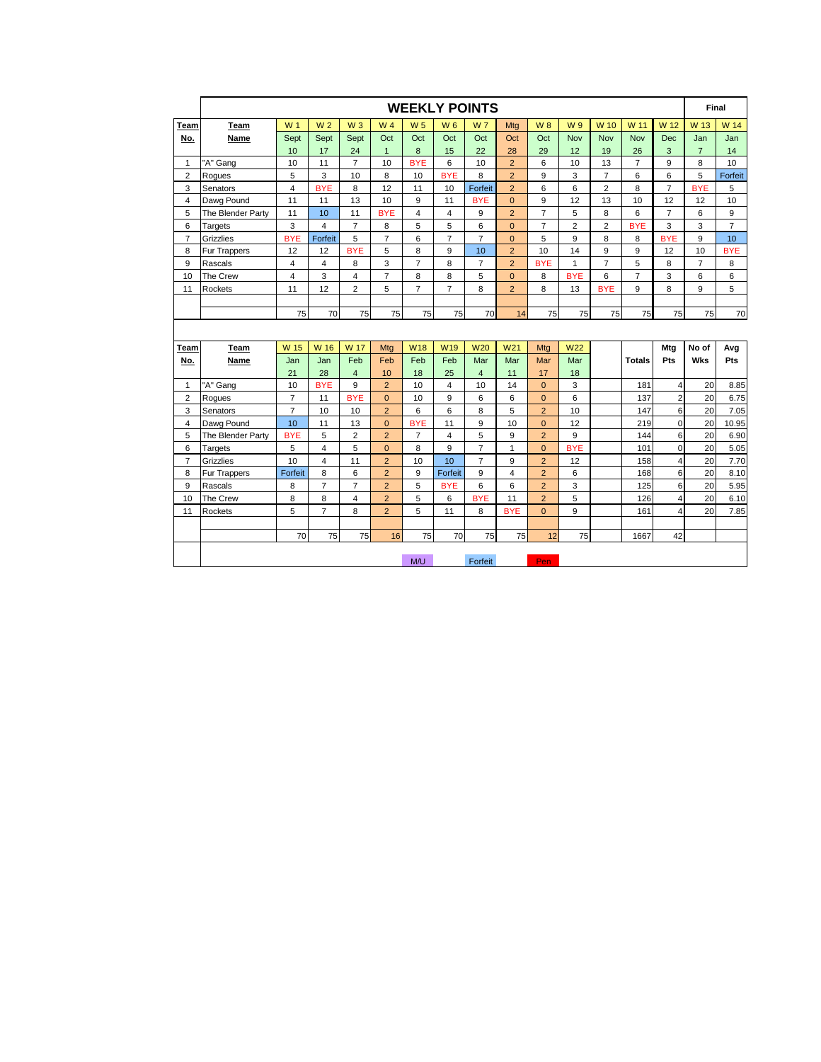# WEEKLY POINTS

| Team No. | Team Name | W 1 Sept 10 | W 2 Sept 17 | W 3 Sept 24 | W 4 Oct 1 | W 5 Oct 8 | W 6 Oct 15 | W 7 Oct 22 | Mtg Oct 28 | W 8 Oct 29 | W 9 Nov 12 | W 10 Nov 19 | W 11 Nov 26 | W 12 Dec 3 | W 13 Jan 7 | W 14 Jan 14 (Final) |
|---|---|---|---|---|---|---|---|---|---|---|---|---|---|---|---|---|
| 1 | "A" Gang | 10 | 11 | 7 | 10 | BYE | 6 | 10 | 2 | 6 | 10 | 13 | 7 | 9 | 8 | 10 |
| 2 | Rogues | 5 | 3 | 10 | 8 | 10 | BYE | 8 | 2 | 9 | 3 | 7 | 6 | 6 | 5 | Forfeit |
| 3 | Senators | 4 | BYE | 8 | 12 | 11 | 10 | Forfeit | 2 | 6 | 6 | 2 | 8 | 7 | BYE | 5 |
| 4 | Dawg Pound | 11 | 11 | 13 | 10 | 9 | 11 | BYE | 0 | 9 | 12 | 13 | 10 | 12 | 12 | 10 |
| 5 | The Blender Party | 11 | 10 | 11 | BYE | 4 | 4 | 9 | 2 | 7 | 5 | 8 | 6 | 7 | 6 | 9 |
| 6 | Targets | 3 | 4 | 7 | 8 | 5 | 5 | 6 | 0 | 7 | 2 | 2 | BYE | 3 | 3 | 7 |
| 7 | Grizzlies | BYE | Forfeit | 5 | 7 | 6 | 7 | 7 | 0 | 5 | 9 | 8 | 8 | BYE | 9 | 10 |
| 8 | Fur Trappers | 12 | 12 | BYE | 5 | 8 | 9 | 10 | 2 | 10 | 14 | 9 | 9 | 12 | 10 | BYE |
| 9 | Rascals | 4 | 4 | 8 | 3 | 7 | 8 | 7 | 2 | BYE | 1 | 7 | 5 | 8 | 7 | 8 |
| 10 | The Crew | 4 | 3 | 4 | 7 | 8 | 8 | 5 | 0 | 8 | BYE | 6 | 7 | 3 | 6 | 6 |
| 11 | Rockets | 11 | 12 | 2 | 5 | 7 | 7 | 8 | 2 | 8 | 13 | BYE | 9 | 8 | 9 | 5 |
| | | 75 | 70 | 75 | 75 | 75 | 75 | 70 | 14 | 75 | 75 | 75 | 75 | 75 | 75 | 70 |

| Team No. | Team Name | W 15 Jan 21 | W 16 Jan 28 | W 17 Feb 4 | Mtg Feb 10 | W18 Feb 18 | W19 Feb 25 | W20 Mar 4 | W21 Mar 11 | Mtg Mar 17 | W22 Mar 18 | | Totals | Mtg Pts | No of Wks | Avg Pts |
|---|---|---|---|---|---|---|---|---|---|---|---|---|---|---|---|---|
| 1 | "A" Gang | 10 | BYE | 9 | 2 | 10 | 4 | 10 | 14 | 0 | 3 | | 181 | 4 | 20 | 8.85 |
| 2 | Rogues | 7 | 11 | BYE | 0 | 10 | 9 | 6 | 6 | 0 | 6 | | 137 | 2 | 20 | 6.75 |
| 3 | Senators | 7 | 10 | 10 | 2 | 6 | 6 | 8 | 5 | 2 | 10 | | 147 | 6 | 20 | 7.05 |
| 4 | Dawg Pound | 10 | 11 | 13 | 0 | BYE | 11 | 9 | 10 | 0 | 12 | | 219 | 0 | 20 | 10.95 |
| 5 | The Blender Party | BYE | 5 | 2 | 2 | 7 | 4 | 5 | 9 | 2 | 9 | | 144 | 6 | 20 | 6.90 |
| 6 | Targets | 5 | 4 | 5 | 0 | 8 | 9 | 7 | 1 | 0 | BYE | | 101 | 0 | 20 | 5.05 |
| 7 | Grizzlies | 10 | 4 | 11 | 2 | 10 | 10 | 7 | 9 | 2 | 12 | | 158 | 4 | 20 | 7.70 |
| 8 | Fur Trappers | Forfeit | 8 | 6 | 2 | 9 | Forfeit | 9 | 4 | 2 | 6 | | 168 | 6 | 20 | 8.10 |
| 9 | Rascals | 8 | 7 | 7 | 2 | 5 | BYE | 6 | 6 | 2 | 3 | | 125 | 6 | 20 | 5.95 |
| 10 | The Crew | 8 | 8 | 4 | 2 | 5 | 6 | BYE | 11 | 2 | 5 | | 126 | 4 | 20 | 6.10 |
| 11 | Rockets | 5 | 7 | 8 | 2 | 5 | 11 | 8 | BYE | 0 | 9 | | 161 | 4 | 20 | 7.85 |
| | | 70 | 75 | 75 | 16 | 75 | 70 | 75 | 75 | 12 | 75 | | 1667 | 42 | | |

M/U &nbsp;&nbsp; Forfeit &nbsp;&nbsp; Pen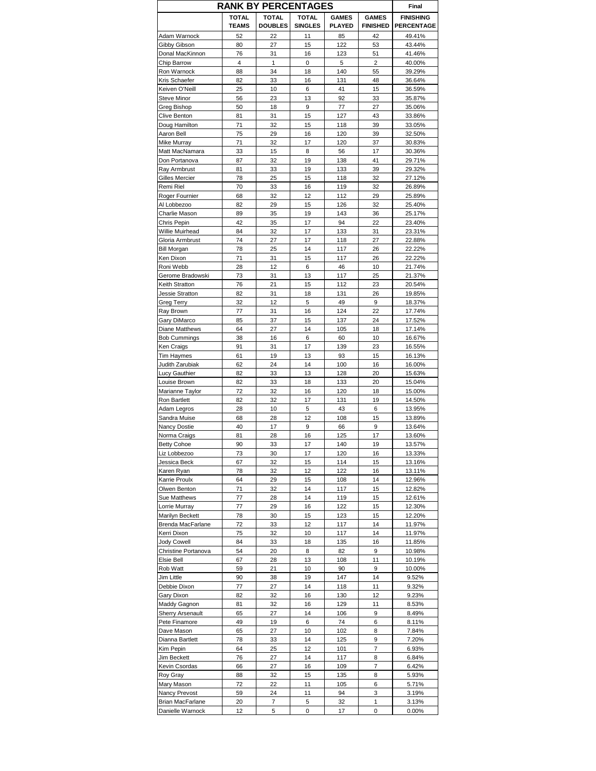| RANK BY PERCENTAGES | | | | | | Final |
|---|---|---|---|---|---|---|
| | TOTAL TEAMS | TOTAL DOUBLES | TOTAL SINGLES | GAMES PLAYED | GAMES FINISHED | FINISHING PERCENTAGE |
| Adam Warnock | 52 | 22 | 11 | 85 | 42 | 49.41% |
| Gibby Gibson | 80 | 27 | 15 | 122 | 53 | 43.44% |
| Donal MacKinnon | 76 | 31 | 16 | 123 | 51 | 41.46% |
| Chip Barrow | 4 | 1 | 0 | 5 | 2 | 40.00% |
| Ron Warnock | 88 | 34 | 18 | 140 | 55 | 39.29% |
| Kris Schaefer | 82 | 33 | 16 | 131 | 48 | 36.64% |
| Keiven O'Neill | 25 | 10 | 6 | 41 | 15 | 36.59% |
| Steve Minor | 56 | 23 | 13 | 92 | 33 | 35.87% |
| Greg Bishop | 50 | 18 | 9 | 77 | 27 | 35.06% |
| Clive Benton | 81 | 31 | 15 | 127 | 43 | 33.86% |
| Doug Hamilton | 71 | 32 | 15 | 118 | 39 | 33.05% |
| Aaron Bell | 75 | 29 | 16 | 120 | 39 | 32.50% |
| Mike Murray | 71 | 32 | 17 | 120 | 37 | 30.83% |
| Matt MacNamara | 33 | 15 | 8 | 56 | 17 | 30.36% |
| Don Portanova | 87 | 32 | 19 | 138 | 41 | 29.71% |
| Ray Armbrust | 81 | 33 | 19 | 133 | 39 | 29.32% |
| Gilles Mercier | 78 | 25 | 15 | 118 | 32 | 27.12% |
| Remi Riel | 70 | 33 | 16 | 119 | 32 | 26.89% |
| Roger Fournier | 68 | 32 | 12 | 112 | 29 | 25.89% |
| Al Lobbezoo | 82 | 29 | 15 | 126 | 32 | 25.40% |
| Charlie Mason | 89 | 35 | 19 | 143 | 36 | 25.17% |
| Chris Pepin | 42 | 35 | 17 | 94 | 22 | 23.40% |
| Willie Muirhead | 84 | 32 | 17 | 133 | 31 | 23.31% |
| Gloria Armbrust | 74 | 27 | 17 | 118 | 27 | 22.88% |
| Bill Morgan | 78 | 25 | 14 | 117 | 26 | 22.22% |
| Ken Dixon | 71 | 31 | 15 | 117 | 26 | 22.22% |
| Roni Webb | 28 | 12 | 6 | 46 | 10 | 21.74% |
| Gerome Bradowski | 73 | 31 | 13 | 117 | 25 | 21.37% |
| Keith Stratton | 76 | 21 | 15 | 112 | 23 | 20.54% |
| Jessie Stratton | 82 | 31 | 18 | 131 | 26 | 19.85% |
| Greg Terry | 32 | 12 | 5 | 49 | 9 | 18.37% |
| Ray Brown | 77 | 31 | 16 | 124 | 22 | 17.74% |
| Gary DiMarco | 85 | 37 | 15 | 137 | 24 | 17.52% |
| Diane Matthews | 64 | 27 | 14 | 105 | 18 | 17.14% |
| Bob Cummings | 38 | 16 | 6 | 60 | 10 | 16.67% |
| Ken Craigs | 91 | 31 | 17 | 139 | 23 | 16.55% |
| Tim Haymes | 61 | 19 | 13 | 93 | 15 | 16.13% |
| Judith Zarubiak | 62 | 24 | 14 | 100 | 16 | 16.00% |
| Lucy Gauthier | 82 | 33 | 13 | 128 | 20 | 15.63% |
| Louise Brown | 82 | 33 | 18 | 133 | 20 | 15.04% |
| Marianne Taylor | 72 | 32 | 16 | 120 | 18 | 15.00% |
| Ron Bartlett | 82 | 32 | 17 | 131 | 19 | 14.50% |
| Adam Legros | 28 | 10 | 5 | 43 | 6 | 13.95% |
| Sandra Muise | 68 | 28 | 12 | 108 | 15 | 13.89% |
| Nancy Dostie | 40 | 17 | 9 | 66 | 9 | 13.64% |
| Norma Craigs | 81 | 28 | 16 | 125 | 17 | 13.60% |
| Betty Cohoe | 90 | 33 | 17 | 140 | 19 | 13.57% |
| Liz Lobbezoo | 73 | 30 | 17 | 120 | 16 | 13.33% |
| Jessica Beck | 67 | 32 | 15 | 114 | 15 | 13.16% |
| Karen Ryan | 78 | 32 | 12 | 122 | 16 | 13.11% |
| Karrie Proulx | 64 | 29 | 15 | 108 | 14 | 12.96% |
| Olwen Benton | 71 | 32 | 14 | 117 | 15 | 12.82% |
| Sue Matthews | 77 | 28 | 14 | 119 | 15 | 12.61% |
| Lorrie Murray | 77 | 29 | 16 | 122 | 15 | 12.30% |
| Marilyn Beckett | 78 | 30 | 15 | 123 | 15 | 12.20% |
| Brenda MacFarlane | 72 | 33 | 12 | 117 | 14 | 11.97% |
| Kerri Dixon | 75 | 32 | 10 | 117 | 14 | 11.97% |
| Jody Cowell | 84 | 33 | 18 | 135 | 16 | 11.85% |
| Christine Portanova | 54 | 20 | 8 | 82 | 9 | 10.98% |
| Elsie Bell | 67 | 28 | 13 | 108 | 11 | 10.19% |
| Rob Watt | 59 | 21 | 10 | 90 | 9 | 10.00% |
| Jim Little | 90 | 38 | 19 | 147 | 14 | 9.52% |
| Debbie Dixon | 77 | 27 | 14 | 118 | 11 | 9.32% |
| Gary Dixon | 82 | 32 | 16 | 130 | 12 | 9.23% |
| Maddy Gagnon | 81 | 32 | 16 | 129 | 11 | 8.53% |
| Sherry Arsenault | 65 | 27 | 14 | 106 | 9 | 8.49% |
| Pete Finamore | 49 | 19 | 6 | 74 | 6 | 8.11% |
| Dave Mason | 65 | 27 | 10 | 102 | 8 | 7.84% |
| Dianna Bartlett | 78 | 33 | 14 | 125 | 9 | 7.20% |
| Kim Pepin | 64 | 25 | 12 | 101 | 7 | 6.93% |
| Jim Beckett | 76 | 27 | 14 | 117 | 8 | 6.84% |
| Kevin Csordas | 66 | 27 | 16 | 109 | 7 | 6.42% |
| Roy Gray | 88 | 32 | 15 | 135 | 8 | 5.93% |
| Mary Mason | 72 | 22 | 11 | 105 | 6 | 5.71% |
| Nancy Prevost | 59 | 24 | 11 | 94 | 3 | 3.19% |
| Brian MacFarlane | 20 | 7 | 5 | 32 | 1 | 3.13% |
| Danielle Warnock | 12 | 5 | 0 | 17 | 0 | 0.00% |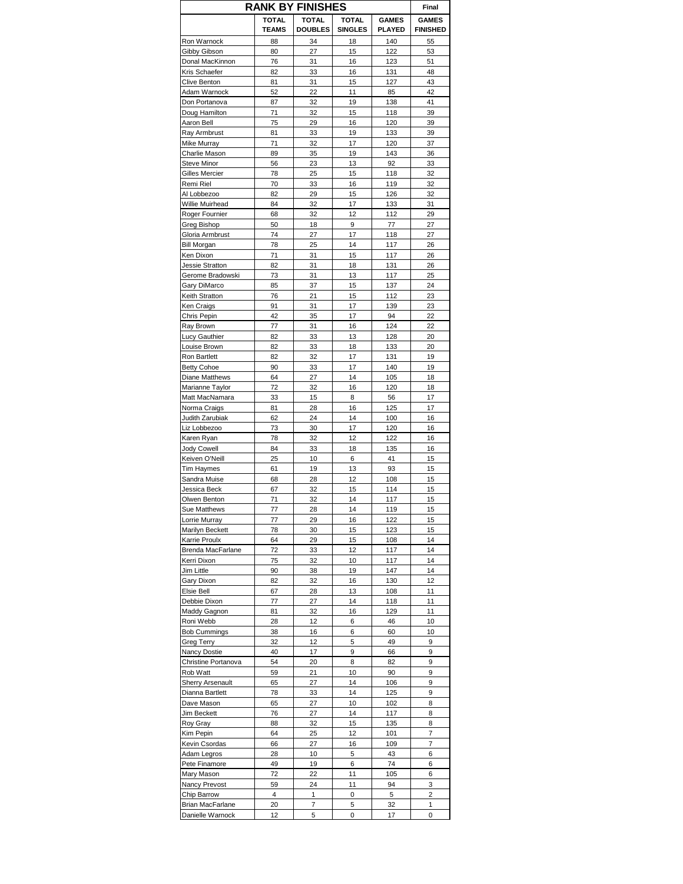| RANK BY FINISHES | | | | | Final |
|---|---|---|---|---|---|
| | TOTAL TEAMS | TOTAL DOUBLES | TOTAL SINGLES | GAMES PLAYED | GAMES FINISHED |
| Ron Warnock | 88 | 34 | 18 | 140 | 55 |
| Gibby Gibson | 80 | 27 | 15 | 122 | 53 |
| Donal MacKinnon | 76 | 31 | 16 | 123 | 51 |
| Kris Schaefer | 82 | 33 | 16 | 131 | 48 |
| Clive Benton | 81 | 31 | 15 | 127 | 43 |
| Adam Warnock | 52 | 22 | 11 | 85 | 42 |
| Don Portanova | 87 | 32 | 19 | 138 | 41 |
| Doug Hamilton | 71 | 32 | 15 | 118 | 39 |
| Aaron Bell | 75 | 29 | 16 | 120 | 39 |
| Ray Armbrust | 81 | 33 | 19 | 133 | 39 |
| Mike Murray | 71 | 32 | 17 | 120 | 37 |
| Charlie Mason | 89 | 35 | 19 | 143 | 36 |
| Steve Minor | 56 | 23 | 13 | 92 | 33 |
| Gilles Mercier | 78 | 25 | 15 | 118 | 32 |
| Remi Riel | 70 | 33 | 16 | 119 | 32 |
| Al Lobbezoo | 82 | 29 | 15 | 126 | 32 |
| Willie Muirhead | 84 | 32 | 17 | 133 | 31 |
| Roger Fournier | 68 | 32 | 12 | 112 | 29 |
| Greg Bishop | 50 | 18 | 9 | 77 | 27 |
| Gloria Armbrust | 74 | 27 | 17 | 118 | 27 |
| Bill Morgan | 78 | 25 | 14 | 117 | 26 |
| Ken Dixon | 71 | 31 | 15 | 117 | 26 |
| Jessie Stratton | 82 | 31 | 18 | 131 | 26 |
| Gerome Bradowski | 73 | 31 | 13 | 117 | 25 |
| Gary DiMarco | 85 | 37 | 15 | 137 | 24 |
| Keith Stratton | 76 | 21 | 15 | 112 | 23 |
| Ken Craigs | 91 | 31 | 17 | 139 | 23 |
| Chris Pepin | 42 | 35 | 17 | 94 | 22 |
| Ray Brown | 77 | 31 | 16 | 124 | 22 |
| Lucy Gauthier | 82 | 33 | 13 | 128 | 20 |
| Louise Brown | 82 | 33 | 18 | 133 | 20 |
| Ron Bartlett | 82 | 32 | 17 | 131 | 19 |
| Betty Cohoe | 90 | 33 | 17 | 140 | 19 |
| Diane Matthews | 64 | 27 | 14 | 105 | 18 |
| Marianne Taylor | 72 | 32 | 16 | 120 | 18 |
| Matt MacNamara | 33 | 15 | 8 | 56 | 17 |
| Norma Craigs | 81 | 28 | 16 | 125 | 17 |
| Judith Zarubiak | 62 | 24 | 14 | 100 | 16 |
| Liz Lobbezoo | 73 | 30 | 17 | 120 | 16 |
| Karen Ryan | 78 | 32 | 12 | 122 | 16 |
| Jody Cowell | 84 | 33 | 18 | 135 | 16 |
| Keiven O'Neill | 25 | 10 | 6 | 41 | 15 |
| Tim Haymes | 61 | 19 | 13 | 93 | 15 |
| Sandra Muise | 68 | 28 | 12 | 108 | 15 |
| Jessica Beck | 67 | 32 | 15 | 114 | 15 |
| Olwen Benton | 71 | 32 | 14 | 117 | 15 |
| Sue Matthews | 77 | 28 | 14 | 119 | 15 |
| Lorrie Murray | 77 | 29 | 16 | 122 | 15 |
| Marilyn Beckett | 78 | 30 | 15 | 123 | 15 |
| Karrie Proulx | 64 | 29 | 15 | 108 | 14 |
| Brenda MacFarlane | 72 | 33 | 12 | 117 | 14 |
| Kerri Dixon | 75 | 32 | 10 | 117 | 14 |
| Jim Little | 90 | 38 | 19 | 147 | 14 |
| Gary Dixon | 82 | 32 | 16 | 130 | 12 |
| Elsie Bell | 67 | 28 | 13 | 108 | 11 |
| Debbie Dixon | 77 | 27 | 14 | 118 | 11 |
| Maddy Gagnon | 81 | 32 | 16 | 129 | 11 |
| Roni Webb | 28 | 12 | 6 | 46 | 10 |
| Bob Cummings | 38 | 16 | 6 | 60 | 10 |
| Greg Terry | 32 | 12 | 5 | 49 | 9 |
| Nancy Dostie | 40 | 17 | 9 | 66 | 9 |
| Christine Portanova | 54 | 20 | 8 | 82 | 9 |
| Rob Watt | 59 | 21 | 10 | 90 | 9 |
| Sherry Arsenault | 65 | 27 | 14 | 106 | 9 |
| Dianna Bartlett | 78 | 33 | 14 | 125 | 9 |
| Dave Mason | 65 | 27 | 10 | 102 | 8 |
| Jim Beckett | 76 | 27 | 14 | 117 | 8 |
| Roy Gray | 88 | 32 | 15 | 135 | 8 |
| Kim Pepin | 64 | 25 | 12 | 101 | 7 |
| Kevin Csordas | 66 | 27 | 16 | 109 | 7 |
| Adam Legros | 28 | 10 | 5 | 43 | 6 |
| Pete Finamore | 49 | 19 | 6 | 74 | 6 |
| Mary Mason | 72 | 22 | 11 | 105 | 6 |
| Nancy Prevost | 59 | 24 | 11 | 94 | 3 |
| Chip Barrow | 4 | 1 | 0 | 5 | 2 |
| Brian MacFarlane | 20 | 7 | 5 | 32 | 1 |
| Danielle Warnock | 12 | 5 | 0 | 17 | 0 |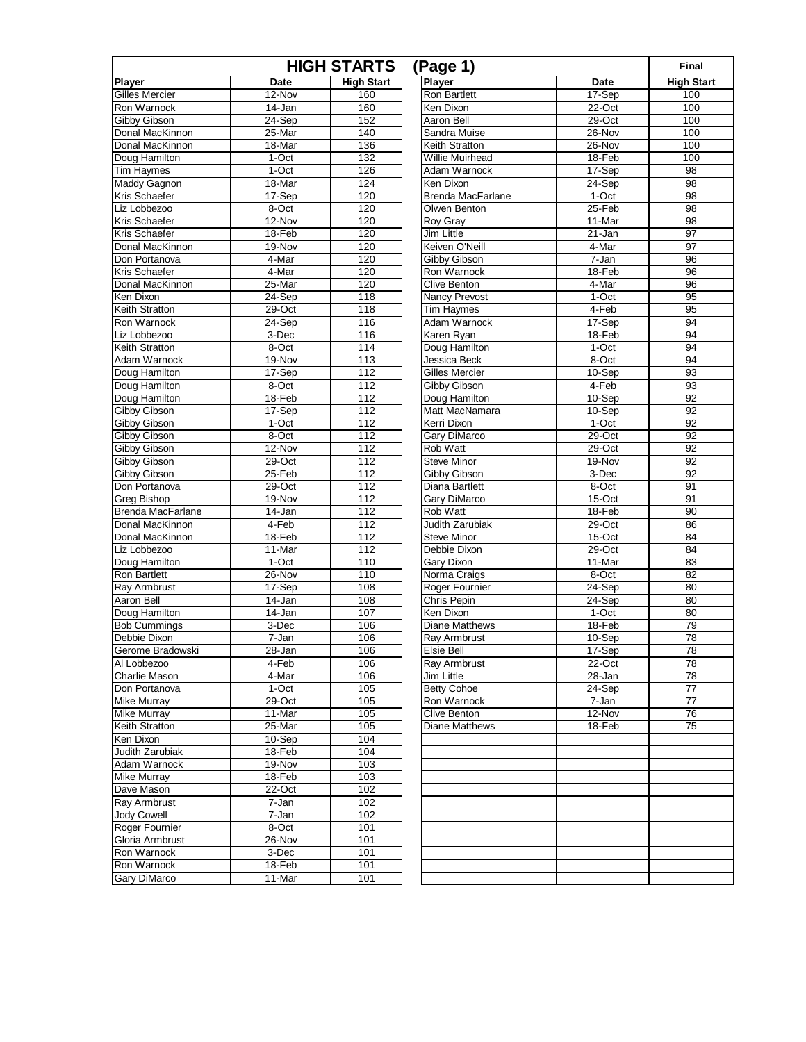# HIGH STARTS (Page 1) — Final

| Player | Date | High Start |
|---|---|---|
| Gilles Mercier | 12-Nov | 160 |
| Ron Warnock | 14-Jan | 160 |
| Gibby Gibson | 24-Sep | 152 |
| Donal MacKinnon | 25-Mar | 140 |
| Donal MacKinnon | 18-Mar | 136 |
| Doug Hamilton | 1-Oct | 132 |
| Tim Haymes | 1-Oct | 126 |
| Maddy Gagnon | 18-Mar | 124 |
| Kris Schaefer | 17-Sep | 120 |
| Liz Lobbezoo | 8-Oct | 120 |
| Kris Schaefer | 12-Nov | 120 |
| Kris Schaefer | 18-Feb | 120 |
| Donal MacKinnon | 19-Nov | 120 |
| Don Portanova | 4-Mar | 120 |
| Kris Schaefer | 4-Mar | 120 |
| Donal MacKinnon | 25-Mar | 120 |
| Ken Dixon | 24-Sep | 118 |
| Keith Stratton | 29-Oct | 118 |
| Ron Warnock | 24-Sep | 116 |
| Liz Lobbezoo | 3-Dec | 116 |
| Keith Stratton | 8-Oct | 114 |
| Adam Warnock | 19-Nov | 113 |
| Doug Hamilton | 17-Sep | 112 |
| Doug Hamilton | 8-Oct | 112 |
| Doug Hamilton | 18-Feb | 112 |
| Gibby Gibson | 17-Sep | 112 |
| Gibby Gibson | 1-Oct | 112 |
| Gibby Gibson | 8-Oct | 112 |
| Gibby Gibson | 12-Nov | 112 |
| Gibby Gibson | 29-Oct | 112 |
| Gibby Gibson | 25-Feb | 112 |
| Don Portanova | 29-Oct | 112 |
| Greg Bishop | 19-Nov | 112 |
| Brenda MacFarlane | 14-Jan | 112 |
| Donal MacKinnon | 4-Feb | 112 |
| Donal MacKinnon | 18-Feb | 112 |
| Liz Lobbezoo | 11-Mar | 112 |
| Doug Hamilton | 1-Oct | 110 |
| Ron Bartlett | 26-Nov | 110 |
| Ray Armbrust | 17-Sep | 108 |
| Aaron Bell | 14-Jan | 108 |
| Doug Hamilton | 14-Jan | 107 |
| Bob Cummings | 3-Dec | 106 |
| Debbie Dixon | 7-Jan | 106 |
| Gerome Bradowski | 28-Jan | 106 |
| Al Lobbezoo | 4-Feb | 106 |
| Charlie Mason | 4-Mar | 106 |
| Don Portanova | 1-Oct | 105 |
| Mike Murray | 29-Oct | 105 |
| Mike Murray | 11-Mar | 105 |
| Keith Stratton | 25-Mar | 105 |
| Ken Dixon | 10-Sep | 104 |
| Judith Zarubiak | 18-Feb | 104 |
| Adam Warnock | 19-Nov | 103 |
| Mike Murray | 18-Feb | 103 |
| Dave Mason | 22-Oct | 102 |
| Ray Armbrust | 7-Jan | 102 |
| Jody Cowell | 7-Jan | 102 |
| Roger Fournier | 8-Oct | 101 |
| Gloria Armbrust | 26-Nov | 101 |
| Ron Warnock | 3-Dec | 101 |
| Ron Warnock | 18-Feb | 101 |
| Gary DiMarco | 11-Mar | 101 |
| Ron Bartlett | 17-Sep | 100 |
| Ken Dixon | 22-Oct | 100 |
| Aaron Bell | 29-Oct | 100 |
| Sandra Muise | 26-Nov | 100 |
| Keith Stratton | 26-Nov | 100 |
| Willie Muirhead | 18-Feb | 100 |
| Adam Warnock | 17-Sep | 98 |
| Ken Dixon | 24-Sep | 98 |
| Brenda MacFarlane | 1-Oct | 98 |
| Olwen Benton | 25-Feb | 98 |
| Roy Gray | 11-Mar | 98 |
| Jim Little | 21-Jan | 97 |
| Keiven O'Neill | 4-Mar | 97 |
| Gibby Gibson | 7-Jan | 96 |
| Ron Warnock | 18-Feb | 96 |
| Clive Benton | 4-Mar | 96 |
| Nancy Prevost | 1-Oct | 95 |
| Tim Haymes | 4-Feb | 95 |
| Adam Warnock | 17-Sep | 94 |
| Karen Ryan | 18-Feb | 94 |
| Doug Hamilton | 1-Oct | 94 |
| Jessica Beck | 8-Oct | 94 |
| Gilles Mercier | 10-Sep | 93 |
| Gibby Gibson | 4-Feb | 93 |
| Doug Hamilton | 10-Sep | 92 |
| Matt MacNamara | 10-Sep | 92 |
| Kerri Dixon | 1-Oct | 92 |
| Gary DiMarco | 29-Oct | 92 |
| Rob Watt | 29-Oct | 92 |
| Steve Minor | 19-Nov | 92 |
| Gibby Gibson | 3-Dec | 92 |
| Diana Bartlett | 8-Oct | 91 |
| Gary DiMarco | 15-Oct | 91 |
| Rob Watt | 18-Feb | 90 |
| Judith Zarubiak | 29-Oct | 86 |
| Steve Minor | 15-Oct | 84 |
| Debbie Dixon | 29-Oct | 84 |
| Gary Dixon | 11-Mar | 83 |
| Norma Craigs | 8-Oct | 82 |
| Roger Fournier | 24-Sep | 80 |
| Chris Pepin | 24-Sep | 80 |
| Ken Dixon | 1-Oct | 80 |
| Diane Matthews | 18-Feb | 79 |
| Ray Armbrust | 10-Sep | 78 |
| Elsie Bell | 17-Sep | 78 |
| Ray Armbrust | 22-Oct | 78 |
| Jim Little | 28-Jan | 78 |
| Betty Cohoe | 24-Sep | 77 |
| Ron Warnock | 7-Jan | 77 |
| Clive Benton | 12-Nov | 76 |
| Diane Matthews | 18-Feb | 75 |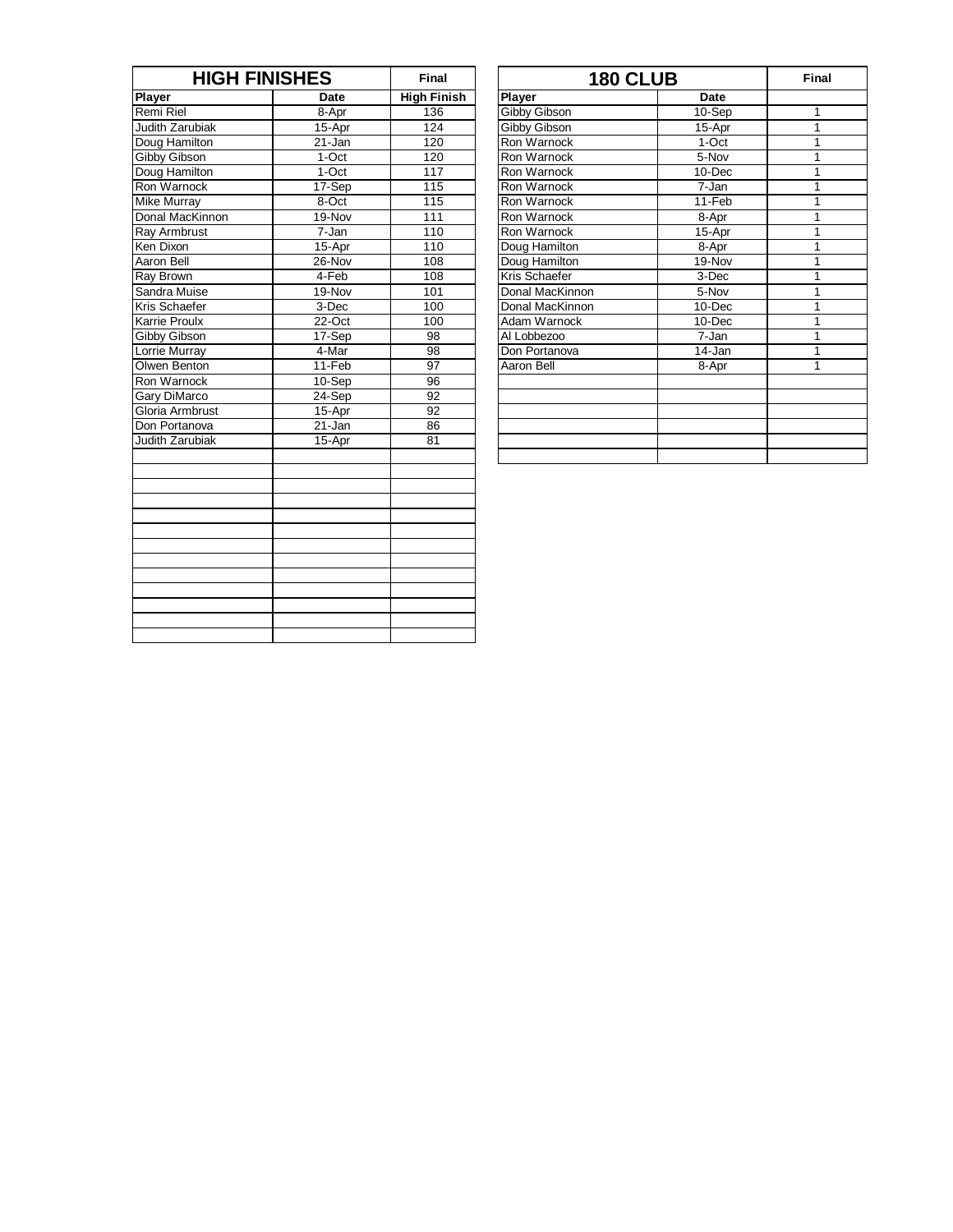| HIGH FINISHES | | Final |
|---|---|---|
| Player | Date | High Finish |
| Remi Riel | 8-Apr | 136 |
| Judith Zarubiak | 15-Apr | 124 |
| Doug Hamilton | 21-Jan | 120 |
| Gibby Gibson | 1-Oct | 120 |
| Doug Hamilton | 1-Oct | 117 |
| Ron Warnock | 17-Sep | 115 |
| Mike Murray | 8-Oct | 115 |
| Donal MacKinnon | 19-Nov | 111 |
| Ray Armbrust | 7-Jan | 110 |
| Ken Dixon | 15-Apr | 110 |
| Aaron Bell | 26-Nov | 108 |
| Ray Brown | 4-Feb | 108 |
| Sandra Muise | 19-Nov | 101 |
| Kris Schaefer | 3-Dec | 100 |
| Karrie Proulx | 22-Oct | 100 |
| Gibby Gibson | 17-Sep | 98 |
| Lorrie Murray | 4-Mar | 98 |
| Olwen Benton | 11-Feb | 97 |
| Ron Warnock | 10-Sep | 96 |
| Gary DiMarco | 24-Sep | 92 |
| Gloria Armbrust | 15-Apr | 92 |
| Don Portanova | 21-Jan | 86 |
| Judith Zarubiak | 15-Apr | 81 |

| 180 CLUB | | Final |
|---|---|---|
| Player | Date | |
| Gibby Gibson | 10-Sep | 1 |
| Gibby Gibson | 15-Apr | 1 |
| Ron Warnock | 1-Oct | 1 |
| Ron Warnock | 5-Nov | 1 |
| Ron Warnock | 10-Dec | 1 |
| Ron Warnock | 7-Jan | 1 |
| Ron Warnock | 11-Feb | 1 |
| Ron Warnock | 8-Apr | 1 |
| Ron Warnock | 15-Apr | 1 |
| Doug Hamilton | 8-Apr | 1 |
| Doug Hamilton | 19-Nov | 1 |
| Kris Schaefer | 3-Dec | 1 |
| Donal MacKinnon | 5-Nov | 1 |
| Donal MacKinnon | 10-Dec | 1 |
| Adam Warnock | 10-Dec | 1 |
| Al Lobbezoo | 7-Jan | 1 |
| Don Portanova | 14-Jan | 1 |
| Aaron Bell | 8-Apr | 1 |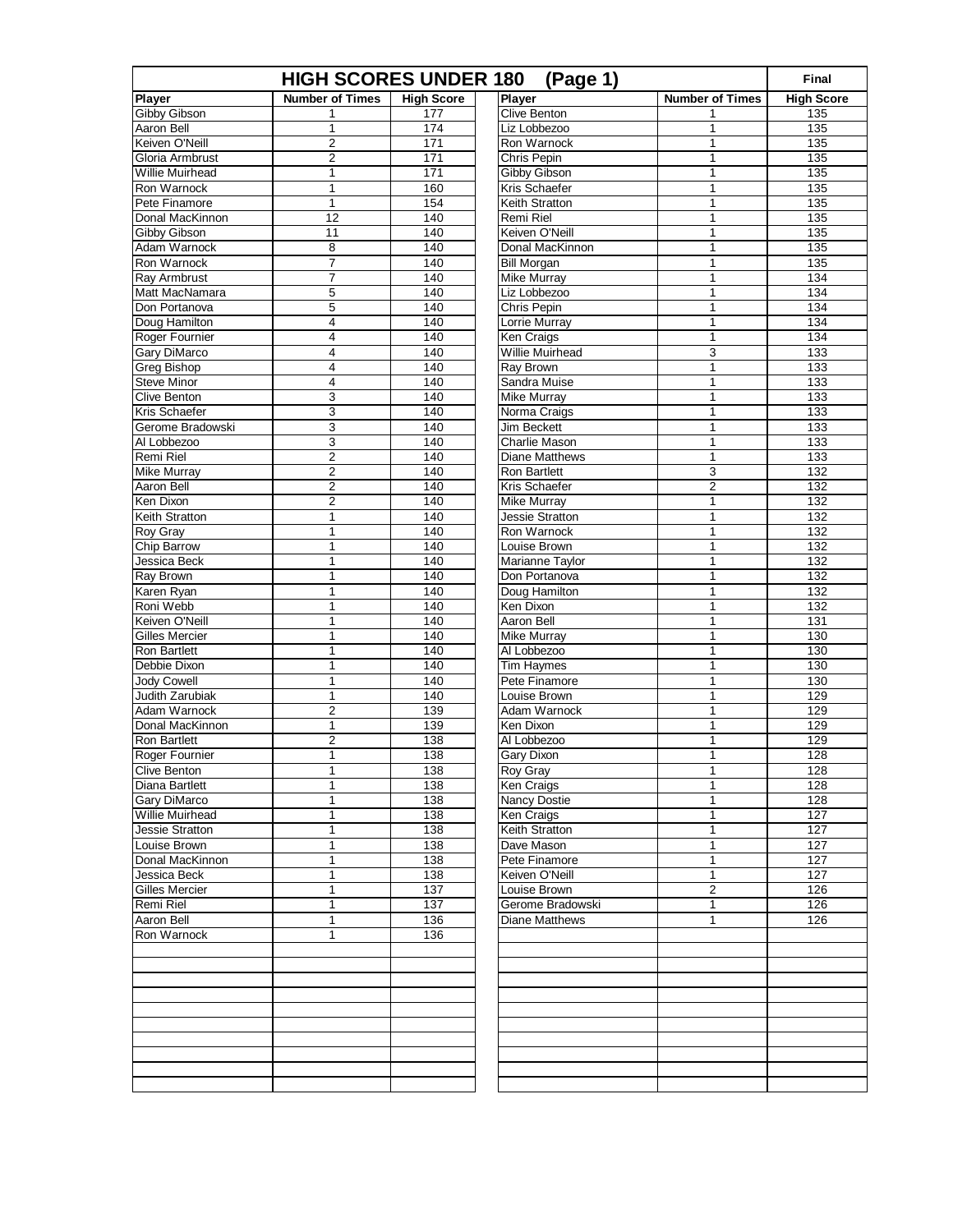# HIGH SCORES UNDER 180 (Page 1)

**Final**

| Player | Number of Times | High Score |
|---|---|---|
| Gibby Gibson | 1 | 177 |
| Aaron Bell | 1 | 174 |
| Keiven O'Neill | 2 | 171 |
| Gloria Armbrust | 2 | 171 |
| Willie Muirhead | 1 | 171 |
| Ron Warnock | 1 | 160 |
| Pete Finamore | 1 | 154 |
| Donal MacKinnon | 12 | 140 |
| Gibby Gibson | 11 | 140 |
| Adam Warnock | 8 | 140 |
| Ron Warnock | 7 | 140 |
| Ray Armbrust | 7 | 140 |
| Matt MacNamara | 5 | 140 |
| Don Portanova | 5 | 140 |
| Doug Hamilton | 4 | 140 |
| Roger Fournier | 4 | 140 |
| Gary DiMarco | 4 | 140 |
| Greg Bishop | 4 | 140 |
| Steve Minor | 4 | 140 |
| Clive Benton | 3 | 140 |
| Kris Schaefer | 3 | 140 |
| Gerome Bradowski | 3 | 140 |
| Al Lobbezoo | 3 | 140 |
| Remi Riel | 2 | 140 |
| Mike Murray | 2 | 140 |
| Aaron Bell | 2 | 140 |
| Ken Dixon | 2 | 140 |
| Keith Stratton | 1 | 140 |
| Roy Gray | 1 | 140 |
| Chip Barrow | 1 | 140 |
| Jessica Beck | 1 | 140 |
| Ray Brown | 1 | 140 |
| Karen Ryan | 1 | 140 |
| Roni Webb | 1 | 140 |
| Keiven O'Neill | 1 | 140 |
| Gilles Mercier | 1 | 140 |
| Ron Bartlett | 1 | 140 |
| Debbie Dixon | 1 | 140 |
| Jody Cowell | 1 | 140 |
| Judith Zarubiak | 1 | 140 |
| Adam Warnock | 2 | 139 |
| Donal MacKinnon | 1 | 139 |
| Ron Bartlett | 2 | 138 |
| Roger Fournier | 1 | 138 |
| Clive Benton | 1 | 138 |
| Diana Bartlett | 1 | 138 |
| Gary DiMarco | 1 | 138 |
| Willie Muirhead | 1 | 138 |
| Jessie Stratton | 1 | 138 |
| Louise Brown | 1 | 138 |
| Donal MacKinnon | 1 | 138 |
| Jessica Beck | 1 | 138 |
| Gilles Mercier | 1 | 137 |
| Remi Riel | 1 | 137 |
| Aaron Bell | 1 | 136 |
| Ron Warnock | 1 | 136 |
| Clive Benton | 1 | 135 |
| Liz Lobbezoo | 1 | 135 |
| Ron Warnock | 1 | 135 |
| Chris Pepin | 1 | 135 |
| Gibby Gibson | 1 | 135 |
| Kris Schaefer | 1 | 135 |
| Keith Stratton | 1 | 135 |
| Remi Riel | 1 | 135 |
| Keiven O'Neill | 1 | 135 |
| Donal MacKinnon | 1 | 135 |
| Bill Morgan | 1 | 135 |
| Mike Murray | 1 | 134 |
| Liz Lobbezoo | 1 | 134 |
| Chris Pepin | 1 | 134 |
| Lorrie Murray | 1 | 134 |
| Ken Craigs | 1 | 134 |
| Willie Muirhead | 3 | 133 |
| Ray Brown | 1 | 133 |
| Sandra Muise | 1 | 133 |
| Mike Murray | 1 | 133 |
| Norma Craigs | 1 | 133 |
| Jim Beckett | 1 | 133 |
| Charlie Mason | 1 | 133 |
| Diane Matthews | 1 | 133 |
| Ron Bartlett | 3 | 132 |
| Kris Schaefer | 2 | 132 |
| Mike Murray | 1 | 132 |
| Jessie Stratton | 1 | 132 |
| Ron Warnock | 1 | 132 |
| Louise Brown | 1 | 132 |
| Marianne Taylor | 1 | 132 |
| Don Portanova | 1 | 132 |
| Doug Hamilton | 1 | 132 |
| Ken Dixon | 1 | 132 |
| Aaron Bell | 1 | 131 |
| Mike Murray | 1 | 130 |
| Al Lobbezoo | 1 | 130 |
| Tim Haymes | 1 | 130 |
| Pete Finamore | 1 | 130 |
| Louise Brown | 1 | 129 |
| Adam Warnock | 1 | 129 |
| Ken Dixon | 1 | 129 |
| Al Lobbezoo | 1 | 129 |
| Gary Dixon | 1 | 128 |
| Roy Gray | 1 | 128 |
| Ken Craigs | 1 | 128 |
| Nancy Dostie | 1 | 128 |
| Ken Craigs | 1 | 127 |
| Keith Stratton | 1 | 127 |
| Dave Mason | 1 | 127 |
| Pete Finamore | 1 | 127 |
| Keiven O'Neill | 1 | 127 |
| Louise Brown | 2 | 126 |
| Gerome Bradowski | 1 | 126 |
| Diane Matthews | 1 | 126 |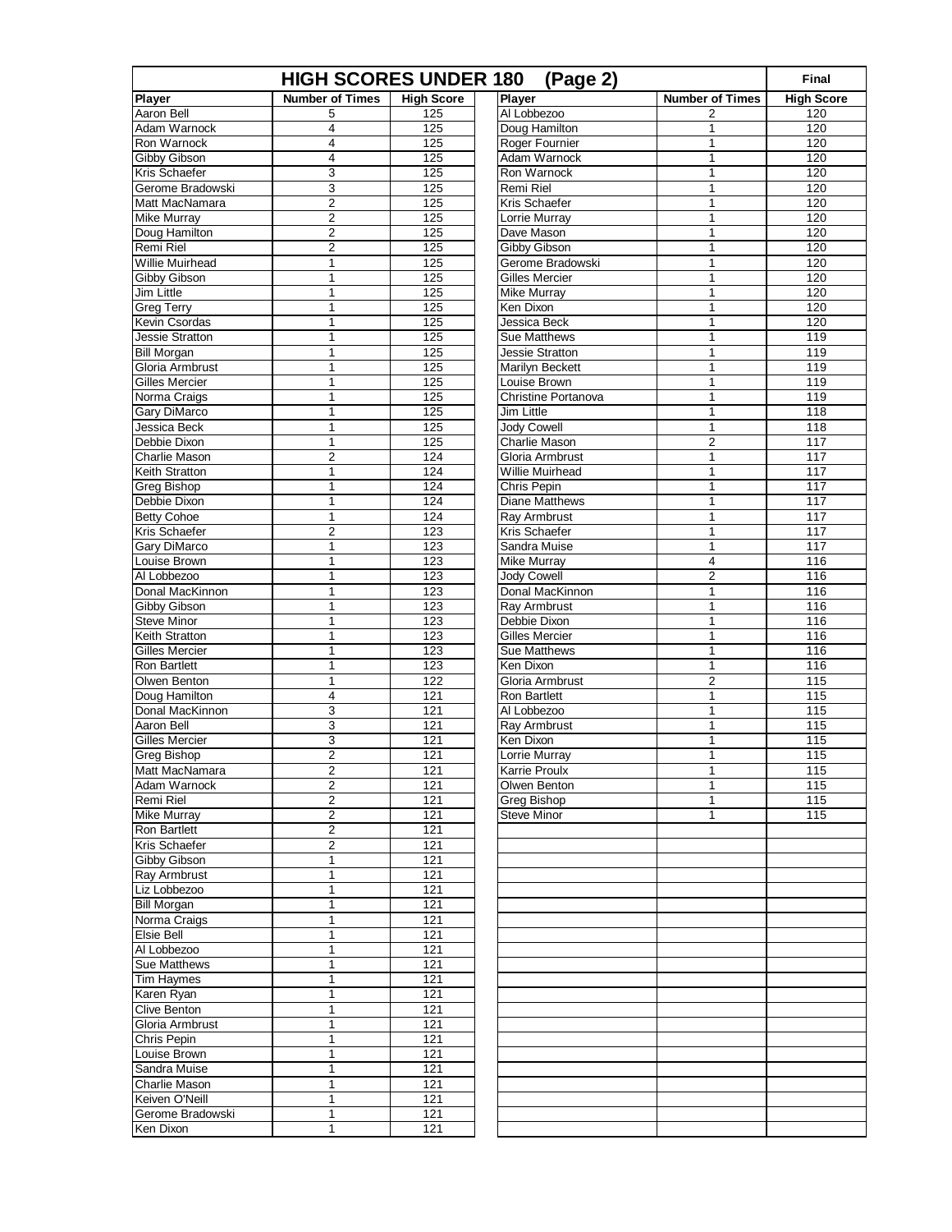# HIGH SCORES UNDER 180 (Page 2)

**Final**

| Player | Number of Times | High Score |
|---|---|---|
| Aaron Bell | 5 | 125 |
| Adam Warnock | 4 | 125 |
| Ron Warnock | 4 | 125 |
| Gibby Gibson | 4 | 125 |
| Kris Schaefer | 3 | 125 |
| Gerome Bradowski | 3 | 125 |
| Matt MacNamara | 2 | 125 |
| Mike Murray | 2 | 125 |
| Doug Hamilton | 2 | 125 |
| Remi Riel | 2 | 125 |
| Willie Muirhead | 1 | 125 |
| Gibby Gibson | 1 | 125 |
| Jim Little | 1 | 125 |
| Greg Terry | 1 | 125 |
| Kevin Csordas | 1 | 125 |
| Jessie Stratton | 1 | 125 |
| Bill Morgan | 1 | 125 |
| Gloria Armbrust | 1 | 125 |
| Gilles Mercier | 1 | 125 |
| Norma Craigs | 1 | 125 |
| Gary DiMarco | 1 | 125 |
| Jessica Beck | 1 | 125 |
| Debbie Dixon | 1 | 125 |
| Charlie Mason | 2 | 124 |
| Keith Stratton | 1 | 124 |
| Greg Bishop | 1 | 124 |
| Debbie Dixon | 1 | 124 |
| Betty Cohoe | 1 | 124 |
| Kris Schaefer | 2 | 123 |
| Gary DiMarco | 1 | 123 |
| Louise Brown | 1 | 123 |
| Al Lobbezoo | 1 | 123 |
| Donal MacKinnon | 1 | 123 |
| Gibby Gibson | 1 | 123 |
| Steve Minor | 1 | 123 |
| Keith Stratton | 1 | 123 |
| Gilles Mercier | 1 | 123 |
| Ron Bartlett | 1 | 123 |
| Olwen Benton | 1 | 122 |
| Doug Hamilton | 4 | 121 |
| Donal MacKinnon | 3 | 121 |
| Aaron Bell | 3 | 121 |
| Gilles Mercier | 3 | 121 |
| Greg Bishop | 2 | 121 |
| Matt MacNamara | 2 | 121 |
| Adam Warnock | 2 | 121 |
| Remi Riel | 2 | 121 |
| Mike Murray | 2 | 121 |
| Ron Bartlett | 2 | 121 |
| Kris Schaefer | 2 | 121 |
| Gibby Gibson | 1 | 121 |
| Ray Armbrust | 1 | 121 |
| Liz Lobbezoo | 1 | 121 |
| Bill Morgan | 1 | 121 |
| Norma Craigs | 1 | 121 |
| Elsie Bell | 1 | 121 |
| Al Lobbezoo | 1 | 121 |
| Sue Matthews | 1 | 121 |
| Tim Haymes | 1 | 121 |
| Karen Ryan | 1 | 121 |
| Clive Benton | 1 | 121 |
| Gloria Armbrust | 1 | 121 |
| Chris Pepin | 1 | 121 |
| Louise Brown | 1 | 121 |
| Sandra Muise | 1 | 121 |
| Charlie Mason | 1 | 121 |
| Keiven O'Neill | 1 | 121 |
| Gerome Bradowski | 1 | 121 |
| Ken Dixon | 1 | 121 |
| Al Lobbezoo | 2 | 120 |
| Doug Hamilton | 1 | 120 |
| Roger Fournier | 1 | 120 |
| Adam Warnock | 1 | 120 |
| Ron Warnock | 1 | 120 |
| Remi Riel | 1 | 120 |
| Kris Schaefer | 1 | 120 |
| Lorrie Murray | 1 | 120 |
| Dave Mason | 1 | 120 |
| Gibby Gibson | 1 | 120 |
| Gerome Bradowski | 1 | 120 |
| Gilles Mercier | 1 | 120 |
| Mike Murray | 1 | 120 |
| Ken Dixon | 1 | 120 |
| Jessica Beck | 1 | 120 |
| Sue Matthews | 1 | 119 |
| Jessie Stratton | 1 | 119 |
| Marilyn Beckett | 1 | 119 |
| Louise Brown | 1 | 119 |
| Christine Portanova | 1 | 119 |
| Jim Little | 1 | 118 |
| Jody Cowell | 1 | 118 |
| Charlie Mason | 2 | 117 |
| Gloria Armbrust | 1 | 117 |
| Willie Muirhead | 1 | 117 |
| Chris Pepin | 1 | 117 |
| Diane Matthews | 1 | 117 |
| Ray Armbrust | 1 | 117 |
| Kris Schaefer | 1 | 117 |
| Sandra Muise | 1 | 117 |
| Mike Murray | 4 | 116 |
| Jody Cowell | 2 | 116 |
| Donal MacKinnon | 1 | 116 |
| Ray Armbrust | 1 | 116 |
| Debbie Dixon | 1 | 116 |
| Gilles Mercier | 1 | 116 |
| Sue Matthews | 1 | 116 |
| Ken Dixon | 1 | 116 |
| Gloria Armbrust | 2 | 115 |
| Ron Bartlett | 1 | 115 |
| Al Lobbezoo | 1 | 115 |
| Ray Armbrust | 1 | 115 |
| Ken Dixon | 1 | 115 |
| Lorrie Murray | 1 | 115 |
| Karrie Proulx | 1 | 115 |
| Olwen Benton | 1 | 115 |
| Greg Bishop | 1 | 115 |
| Steve Minor | 1 | 115 |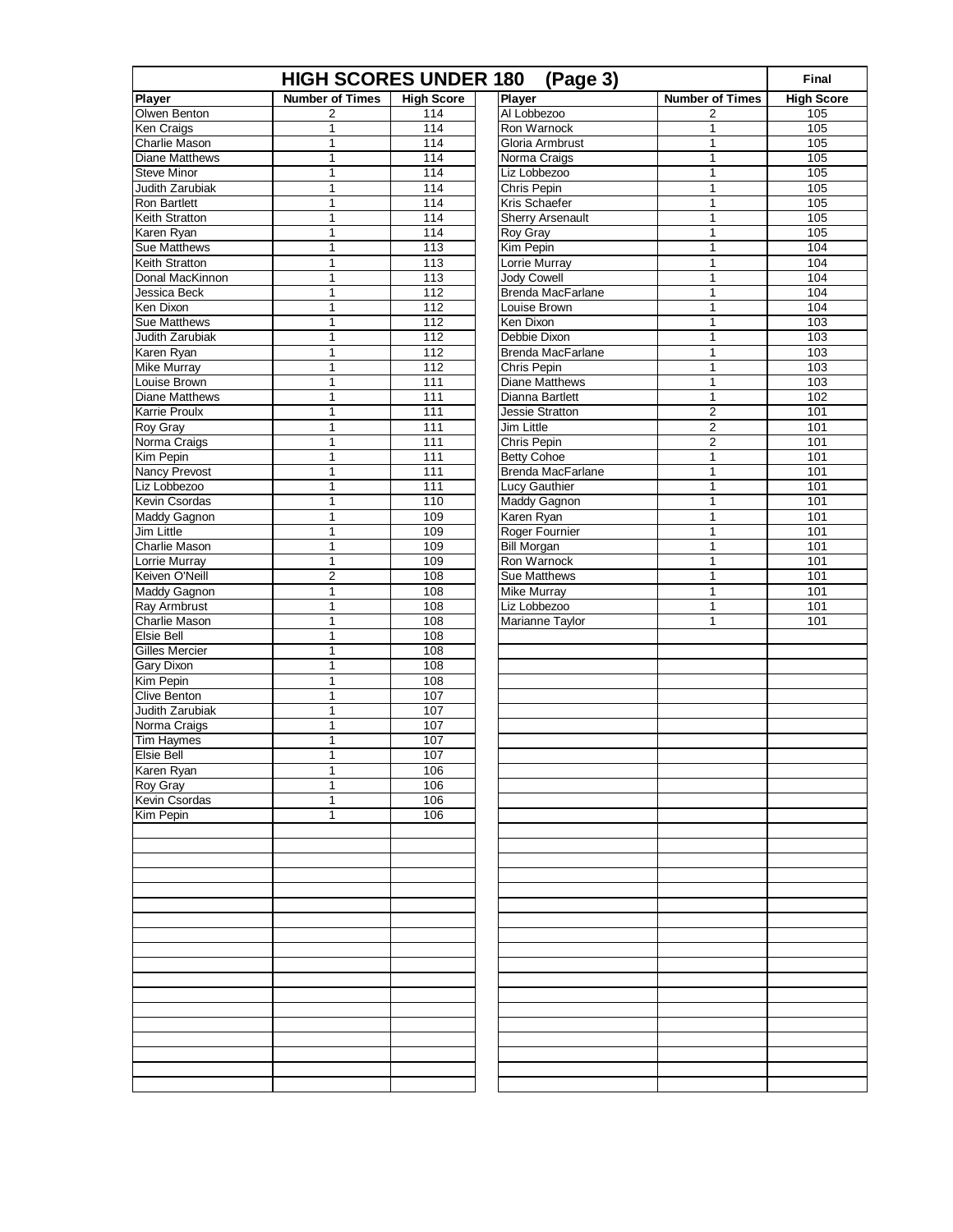# HIGH SCORES UNDER 180 (Page 3)

**Final**

| Player | Number of Times | High Score | Player | Number of Times | High Score |
|---|---|---|---|---|---|
| Olwen Benton | 2 | 114 | Al Lobbezoo | 2 | 105 |
| Ken Craigs | 1 | 114 | Ron Warnock | 1 | 105 |
| Charlie Mason | 1 | 114 | Gloria Armbrust | 1 | 105 |
| Diane Matthews | 1 | 114 | Norma Craigs | 1 | 105 |
| Steve Minor | 1 | 114 | Liz Lobbezoo | 1 | 105 |
| Judith Zarubiak | 1 | 114 | Chris Pepin | 1 | 105 |
| Ron Bartlett | 1 | 114 | Kris Schaefer | 1 | 105 |
| Keith Stratton | 1 | 114 | Sherry Arsenault | 1 | 105 |
| Karen Ryan | 1 | 114 | Roy Gray | 1 | 105 |
| Sue Matthews | 1 | 113 | Kim Pepin | 1 | 104 |
| Keith Stratton | 1 | 113 | Lorrie Murray | 1 | 104 |
| Donal MacKinnon | 1 | 113 | Jody Cowell | 1 | 104 |
| Jessica Beck | 1 | 112 | Brenda MacFarlane | 1 | 104 |
| Ken Dixon | 1 | 112 | Louise Brown | 1 | 104 |
| Sue Matthews | 1 | 112 | Ken Dixon | 1 | 103 |
| Judith Zarubiak | 1 | 112 | Debbie Dixon | 1 | 103 |
| Karen Ryan | 1 | 112 | Brenda MacFarlane | 1 | 103 |
| Mike Murray | 1 | 112 | Chris Pepin | 1 | 103 |
| Louise Brown | 1 | 111 | Diane Matthews | 1 | 103 |
| Diane Matthews | 1 | 111 | Dianna Bartlett | 1 | 102 |
| Karrie Proulx | 1 | 111 | Jessie Stratton | 2 | 101 |
| Roy Gray | 1 | 111 | Jim Little | 2 | 101 |
| Norma Craigs | 1 | 111 | Chris Pepin | 2 | 101 |
| Kim Pepin | 1 | 111 | Betty Cohoe | 1 | 101 |
| Nancy Prevost | 1 | 111 | Brenda MacFarlane | 1 | 101 |
| Liz Lobbezoo | 1 | 111 | Lucy Gauthier | 1 | 101 |
| Kevin Csordas | 1 | 110 | Maddy Gagnon | 1 | 101 |
| Maddy Gagnon | 1 | 109 | Karen Ryan | 1 | 101 |
| Jim Little | 1 | 109 | Roger Fournier | 1 | 101 |
| Charlie Mason | 1 | 109 | Bill Morgan | 1 | 101 |
| Lorrie Murray | 1 | 109 | Ron Warnock | 1 | 101 |
| Keiven O'Neill | 2 | 108 | Sue Matthews | 1 | 101 |
| Maddy Gagnon | 1 | 108 | Mike Murray | 1 | 101 |
| Ray Armbrust | 1 | 108 | Liz Lobbezoo | 1 | 101 |
| Charlie Mason | 1 | 108 | Marianne Taylor | 1 | 101 |
| Elsie Bell | 1 | 108 | | | |
| Gilles Mercier | 1 | 108 | | | |
| Gary Dixon | 1 | 108 | | | |
| Kim Pepin | 1 | 108 | | | |
| Clive Benton | 1 | 107 | | | |
| Judith Zarubiak | 1 | 107 | | | |
| Norma Craigs | 1 | 107 | | | |
| Tim Haymes | 1 | 107 | | | |
| Elsie Bell | 1 | 107 | | | |
| Karen Ryan | 1 | 106 | | | |
| Roy Gray | 1 | 106 | | | |
| Kevin Csordas | 1 | 106 | | | |
| Kim Pepin | 1 | 106 | | | |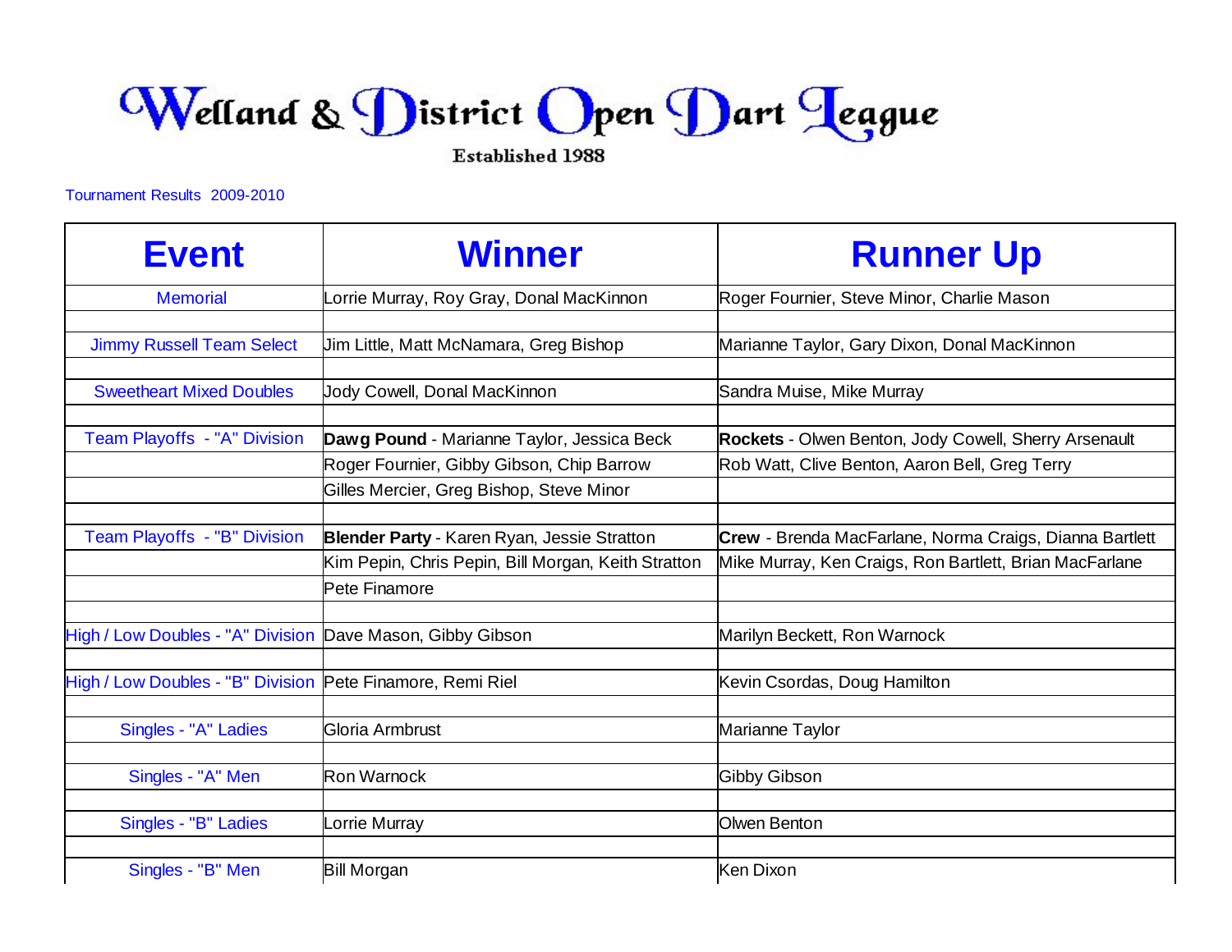# Welland & District Open Dart League

Established 1988

Tournament Results 2009-2010

| Event | Winner | Runner Up |
|---|---|---|
| Memorial | Lorrie Murray, Roy Gray, Donal MacKinnon | Roger Fournier, Steve Minor, Charlie Mason |
| | | |
| Jimmy Russell Team Select | Jim Little, Matt McNamara, Greg Bishop | Marianne Taylor, Gary Dixon, Donal MacKinnon |
| | | |
| Sweetheart Mixed Doubles | Jody Cowell, Donal MacKinnon | Sandra Muise, Mike Murray |
| | | |
| Team Playoffs - "A" Division | **Dawg Pound** - Marianne Taylor, Jessica Beck | **Rockets** - Olwen Benton, Jody Cowell, Sherry Arsenault |
| | Roger Fournier, Gibby Gibson, Chip Barrow | Rob Watt, Clive Benton, Aaron Bell, Greg Terry |
| | Gilles Mercier, Greg Bishop, Steve Minor | |
| | | |
| Team Playoffs - "B" Division | **Blender Party** - Karen Ryan, Jessie Stratton | **Crew** - Brenda MacFarlane, Norma Craigs, Dianna Bartlett |
| | Kim Pepin, Chris Pepin, Bill Morgan, Keith Stratton | Mike Murray, Ken Craigs, Ron Bartlett, Brian MacFarlane |
| | Pete Finamore | |
| | | |
| High / Low Doubles - "A" Division | Dave Mason, Gibby Gibson | Marilyn Beckett, Ron Warnock |
| | | |
| High / Low Doubles - "B" Division | Pete Finamore, Remi Riel | Kevin Csordas, Doug Hamilton |
| | | |
| Singles - "A" Ladies | Gloria Armbrust | Marianne Taylor |
| | | |
| Singles - "A" Men | Ron Warnock | Gibby Gibson |
| | | |
| Singles - "B" Ladies | Lorrie Murray | Olwen Benton |
| | | |
| Singles - "B" Men | Bill Morgan | Ken Dixon |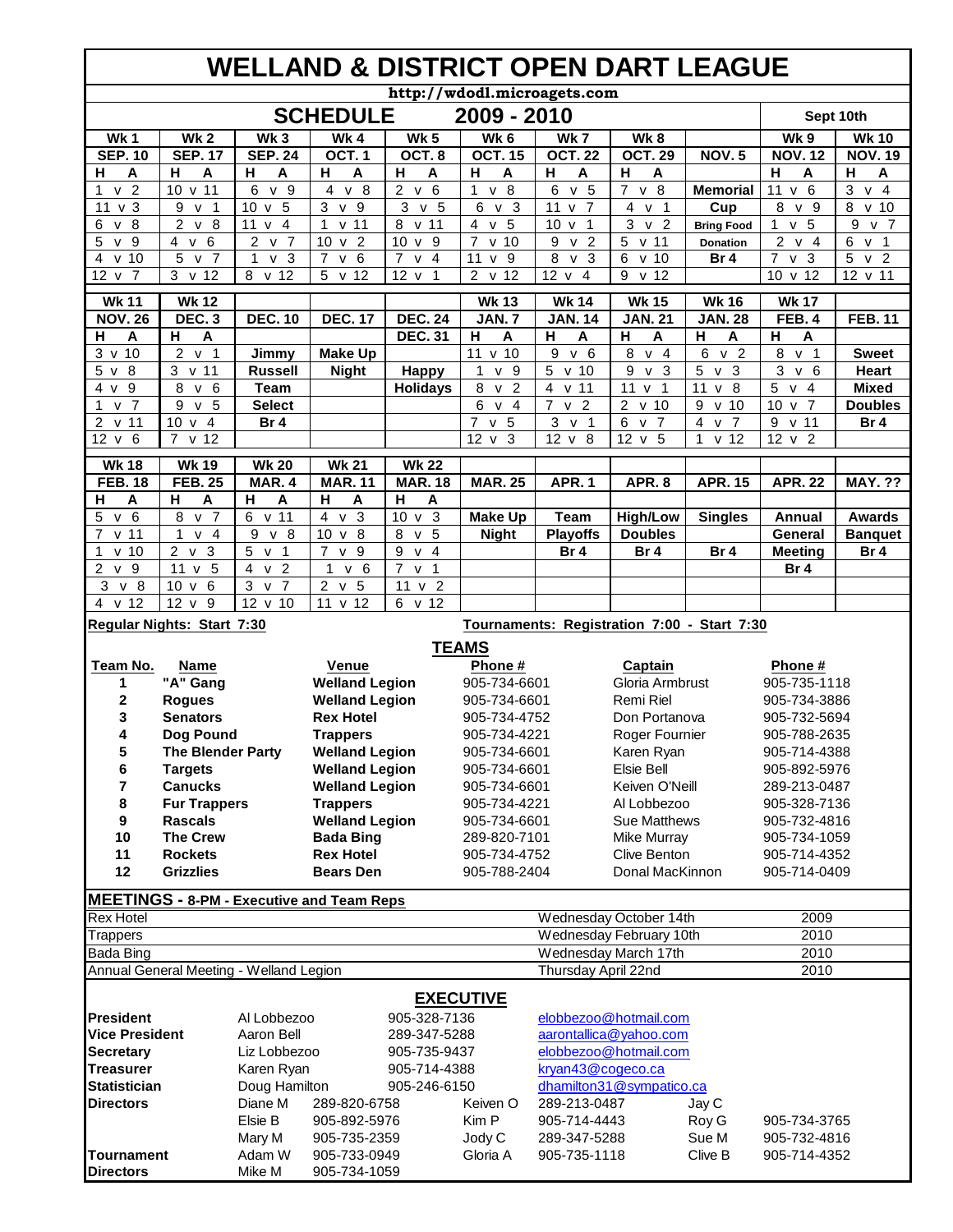# WELLAND & DISTRICT OPEN DART LEAGUE

http://wdodl.microagets.com

## SCHEDULE 2009 - 2010

Sept 10th

| Wk 1 | Wk 2 | Wk 3 | Wk 4 | Wk 5 | Wk 6 | Wk 7 | Wk 8 | | Wk 9 | Wk 10 |
|---|---|---|---|---|---|---|---|---|---|---|
| SEP. 10 | SEP. 17 | SEP. 24 | OCT. 1 | OCT. 8 | OCT. 15 | OCT. 22 | OCT. 29 | NOV. 5 | NOV. 12 | NOV. 19 |
| H A | H A | H A | H A | H A | H A | H A | H A | | H A | H A |
| 1 v 2 | 10 v 11 | 6 v 9 | 4 v 8 | 2 v 6 | 1 v 8 | 6 v 5 | 7 v 8 | Memorial | 11 v 6 | 3 v 4 |
| 11 v 3 | 9 v 1 | 10 v 5 | 3 v 9 | 3 v 5 | 6 v 3 | 11 v 7 | 4 v 1 | Cup | 8 v 9 | 8 v 10 |
| 6 v 8 | 2 v 8 | 11 v 4 | 1 v 11 | 8 v 11 | 4 v 5 | 10 v 1 | 3 v 2 | Bring Food | 1 v 5 | 9 v 7 |
| 5 v 9 | 4 v 6 | 2 v 7 | 10 v 2 | 10 v 9 | 7 v 10 | 9 v 2 | 5 v 11 | Donation | 2 v 4 | 6 v 1 |
| 4 v 10 | 5 v 7 | 1 v 3 | 7 v 6 | 7 v 4 | 11 v 9 | 8 v 3 | 6 v 10 | Br 4 | 7 v 3 | 5 v 2 |
| 12 v 7 | 3 v 12 | 8 v 12 | 5 v 12 | 12 v 1 | 2 v 12 | 12 v 4 | 9 v 12 | | 10 v 12 | 12 v 11 |

| Wk 11 | Wk 12 | | | | Wk 13 | Wk 14 | Wk 15 | Wk 16 | Wk 17 | |
|---|---|---|---|---|---|---|---|---|---|---|
| NOV. 26 | DEC. 3 | DEC. 10 | DEC. 17 | DEC. 24 | JAN. 7 | JAN. 14 | JAN. 21 | JAN. 28 | FEB. 4 | FEB. 11 |
| H A | H A | | | DEC. 31 | H A | H A | H A | H A | H A | |
| 3 v 10 | 2 v 1 | Jimmy | Make Up | | 11 v 10 | 9 v 6 | 8 v 4 | 6 v 2 | 8 v 1 | Sweet |
| 5 v 8 | 3 v 11 | Russell | Night | Happy | 1 v 9 | 5 v 10 | 9 v 3 | 5 v 3 | 3 v 6 | Heart |
| 4 v 9 | 8 v 6 | Team | | Holidays | 8 v 2 | 4 v 11 | 11 v 1 | 11 v 8 | 5 v 4 | Mixed |
| 1 v 7 | 9 v 5 | Select | | | 6 v 4 | 7 v 2 | 2 v 10 | 9 v 10 | 10 v 7 | Doubles |
| 2 v 11 | 10 v 4 | Br 4 | | | 7 v 5 | 3 v 1 | 6 v 7 | 4 v 7 | 9 v 11 | Br 4 |
| 12 v 6 | 7 v 12 | | | | 12 v 3 | 12 v 8 | 12 v 5 | 1 v 12 | 12 v 2 | |

| Wk 18 | Wk 19 | Wk 20 | Wk 21 | Wk 22 | | | | | | |
|---|---|---|---|---|---|---|---|---|---|---|
| FEB. 18 | FEB. 25 | MAR. 4 | MAR. 11 | MAR. 18 | MAR. 25 | APR. 1 | APR. 8 | APR. 15 | APR. 22 | MAY. ?? |
| H A | H A | H A | H A | H A | | | | | | |
| 5 v 6 | 8 v 7 | 6 v 11 | 4 v 3 | 10 v 3 | Make Up | Team | High/Low | Singles | Annual | Awards |
| 7 v 11 | 1 v 4 | 9 v 8 | 10 v 8 | 8 v 5 | Night | Playoffs | Doubles | | General | Banquet |
| 1 v 10 | 2 v 3 | 5 v 1 | 7 v 9 | 9 v 4 | | Br 4 | Br 4 | Br 4 | Meeting | Br 4 |
| 2 v 9 | 11 v 5 | 4 v 2 | 1 v 6 | 7 v 1 | | | | | Br 4 | |
| 3 v 8 | 10 v 6 | 3 v 7 | 2 v 5 | 11 v 2 | | | | | | |
| 4 v 12 | 12 v 9 | 12 v 10 | 11 v 12 | 6 v 12 | | | | | | |

**Regular Nights: Start 7:30** **Tournaments: Registration 7:00 - Start 7:30**

## TEAMS

| Team No. | Name | Venue | Phone # | Captain | Phone # |
|---|---|---|---|---|---|
| 1 | "A" Gang | Welland Legion | 905-734-6601 | Gloria Armbrust | 905-735-1118 |
| 2 | Rogues | Welland Legion | 905-734-6601 | Remi Riel | 905-734-3886 |
| 3 | Senators | Rex Hotel | 905-734-4752 | Don Portanova | 905-732-5694 |
| 4 | Dog Pound | Trappers | 905-734-4221 | Roger Fournier | 905-788-2635 |
| 5 | The Blender Party | Welland Legion | 905-734-6601 | Karen Ryan | 905-714-4388 |
| 6 | Targets | Welland Legion | 905-734-6601 | Elsie Bell | 905-892-5976 |
| 7 | Canucks | Welland Legion | 905-734-6601 | Keiven O'Neill | 289-213-0487 |
| 8 | Fur Trappers | Trappers | 905-734-4221 | Al Lobbezoo | 905-328-7136 |
| 9 | Rascals | Welland Legion | 905-734-6601 | Sue Matthews | 905-732-4816 |
| 10 | The Crew | Bada Bing | 289-820-7101 | Mike Murray | 905-734-1059 |
| 11 | Rockets | Rex Hotel | 905-734-4752 | Clive Benton | 905-714-4352 |
| 12 | Grizzlies | Bears Den | 905-788-2404 | Donal MacKinnon | 905-714-0409 |

## MEETINGS - 8-PM - Executive and Team Reps

| Location | Date | Year |
|---|---|---|
| Rex Hotel | Wednesday October 14th | 2009 |
| Trappers | Wednesday February 10th | 2010 |
| Bada Bing | Wednesday March 17th | 2010 |
| Annual General Meeting - Welland Legion | Thursday April 22nd | 2010 |

## EXECUTIVE

| Position | Name | Phone | Email |
|---|---|---|---|
| **President** | Al Lobbezoo | 905-328-7136 | elobbezoo@hotmail.com |
| **Vice President** | Aaron Bell | 289-347-5288 | aarontallica@yahoo.com |
| **Secretary** | Liz Lobbezoo | 905-735-9437 | elobbezoo@hotmail.com |
| **Treasurer** | Karen Ryan | 905-714-4388 | kryan43@cogeco.ca |
| **Statistician** | Doug Hamilton | 905-246-6150 | dhamilton31@sympatico.ca |

| | Name | Phone | Name | Phone | Name | Phone |
|---|---|---|---|---|---|---|
| **Directors** | Diane M | 289-820-6758 | Keiven O | 289-213-0487 | Jay C | |
| | Elsie B | 905-892-5976 | Kim P | 905-714-4443 | Roy G | 905-734-3765 |
| | Mary M | 905-735-2359 | Jody C | 289-347-5288 | Sue M | 905-732-4816 |
| **Tournament Directors** | Adam W | 905-733-0949 | Gloria A | 905-735-1118 | Clive B | 905-714-4352 |
| | Mike M | 905-734-1059 | | | | |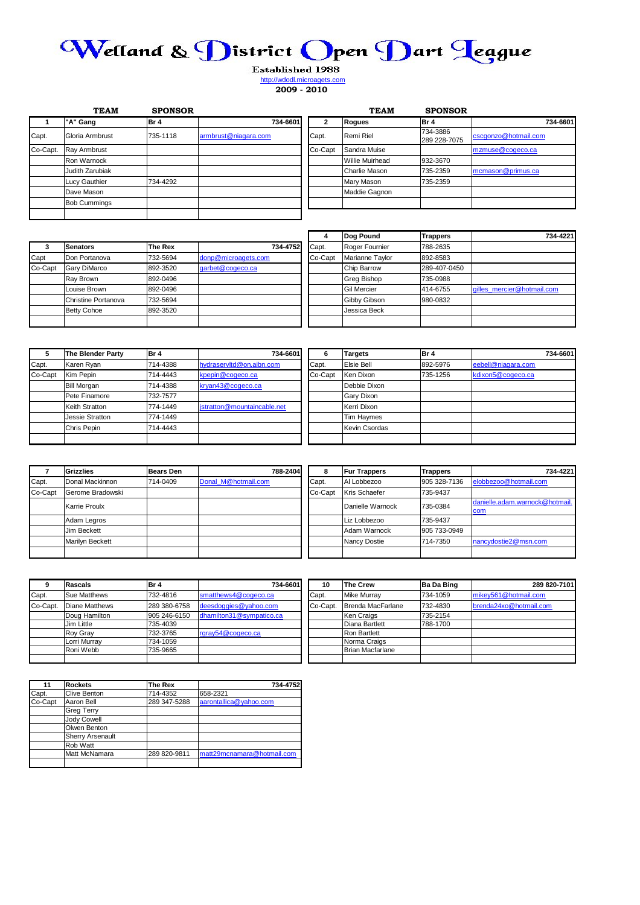# Welland & District Open Dart League

Established 1988

http://wdodl.microagets.com

**2009 - 2010**

| | **TEAM** | **SPONSOR** | |
|---|---|---|---|
| **1** | **"A" Gang** | **Br 4** | **734-6601** |
| Capt. | Gloria Armbrust | 735-1118 | armbrust@niagara.com |
| Co-Capt. | Ray Armbrust | | |
| | Ron Warnock | | |
| | Judith Zarubiak | | |
| | Lucy Gauthier | 734-4292 | |
| | Dave Mason | | |
| | Bob Cummings | | |
| | | | |

| | **TEAM** | **SPONSOR** | |
|---|---|---|---|
| **2** | **Rogues** | **Br 4** | **734-6601** |
| Capt. | Remi Riel | 734-3886 289 228-7075 | cscgonzo@hotmail.com |
| Co-Capt | Sandra Muise | | mzmuse@cogeco.ca |
| | Willie Muirhead | 932-3670 | |
| | Charlie Mason | 735-2359 | mcmason@primus.ca |
| | Mary Mason | 735-2359 | |
| | Maddie Gagnon | | |
| | | | |

| **3** | **Senators** | **The Rex** | **734-4752** |
|---|---|---|---|
| Capt | Don Portanova | 732-5694 | donp@microagets.com |
| Co-Capt | Gary DiMarco | 892-3520 | garbet@cogeco.ca |
| | Ray Brown | 892-0496 | |
| | Louise Brown | 892-0496 | |
| | Christine Portanova | 732-5694 | |
| | Betty Cohoe | 892-3520 | |
| | | | |

| **4** | **Dog Pound** | **Trappers** | **734-4221** |
|---|---|---|---|
| Capt. | Roger Fournier | 788-2635 | |
| Co-Capt | Marianne Taylor | 892-8583 | |
| | Chip Barrow | 289-407-0450 | |
| | Greg Bishop | 735-0988 | |
| | Gil Mercier | 414-6755 | gilles_mercier@hotmail.com |
| | Gibby Gibson | 980-0832 | |
| | Jessica Beck | | |
| | | | |

| **5** | **The Blender Party** | **Br 4** | **734-6601** |
|---|---|---|---|
| Capt. | Karen Ryan | 714-4388 | hydraservltd@on.aibn.com |
| Co-Capt | Kim Pepin | 714-4443 | kpepin@cogeco.ca |
| | Bill Morgan | 714-4388 | kryan43@cogeco.ca |
| | Pete Finamore | 732-7577 | |
| | Keith Stratton | 774-1449 | jstratton@mountaincable.net |
| | Jessie Stratton | 774-1449 | |
| | Chris Pepin | 714-4443 | |
| | | | |

| **6** | **Targets** | **Br 4** | **734-6601** |
|---|---|---|---|
| Capt. | Elsie Bell | 892-5976 | eebell@niagara.com |
| Co-Capt | Ken Dixon | 735-1256 | kdixon5@cogeco.ca |
| | Debbie Dixon | | |
| | Gary Dixon | | |
| | Kerri Dixon | | |
| | Tim Haymes | | |
| | Kevin Csordas | | |
| | | | |

| **7** | **Grizzlies** | **Bears Den** | **788-2404** |
|---|---|---|---|
| Capt. | Donal Mackinnon | 714-0409 | Donal_M@hotmail.com |
| Co-Capt | Gerome Bradowski | | |
| | Karrie Proulx | | |
| | Adam Legros | | |
| | Jim Beckett | | |
| | Marilyn Beckett | | |
| | | | |

| **8** | **Fur Trappers** | **Trappers** | **734-4221** |
|---|---|---|---|
| Capt. | Al Lobbezoo | 905 328-7136 | elobbezoo@hotmail.com |
| Co-Capt | Kris Schaefer | 735-9437 | |
| | Danielle Warnock | 735-0384 | danielle.adam.warnock@hotmail.com |
| | Liz Lobbezoo | 735-9437 | |
| | Adam Warnock | 905 733-0949 | |
| | Nancy Dostie | 714-7350 | nancydostie2@msn.com |
| | | | |

| **9** | **Rascals** | **Br 4** | **734-6601** |
|---|---|---|---|
| Capt. | Sue Matthews | 732-4816 | smatthews4@cogeco.ca |
| Co-Capt. | Diane Matthews | 289 380-6758 | deesdoggies@yahoo.com |
| | Doug Hamilton | 905 246-6150 | dhamilton31@sympatico.ca |
| | Jim Little | 735-4039 | |
| | Roy Gray | 732-3765 | rgray54@cogeco.ca |
| | Lorri Murray | 734-1059 | |
| | Roni Webb | 735-9665 | |
| | | | |

| **10** | **The Crew** | **Ba Da Bing** | **289 820-7101** |
|---|---|---|---|
| Capt. | Mike Murray | 734-1059 | mikey561@hotmail.com |
| Co-Capt. | Brenda MacFarlane | 732-4830 | brenda24xo@hotmail.com |
| | Ken Craigs | 735-2154 | |
| | Diana Bartlett | 788-1700 | |
| | Ron Bartlett | | |
| | Norma Craigs | | |
| | Brian Macfarlane | | |
| | | | |

| **11** | **Rockets** | **The Rex** | **734-4752** |
|---|---|---|---|
| Capt. | Clive Benton | 714-4352 | 658-2321 |
| Co-Capt | Aaron Bell | 289 347-5288 | aarontallica@yahoo.com |
| | Greg Terry | | |
| | Jody Cowell | | |
| | Olwen Benton | | |
| | Sherry Arsenault | | |
| | Rob Watt | | |
| | Matt McNamara | 289 820-9811 | matt29mcnamara@hotmail.com |
| | | | |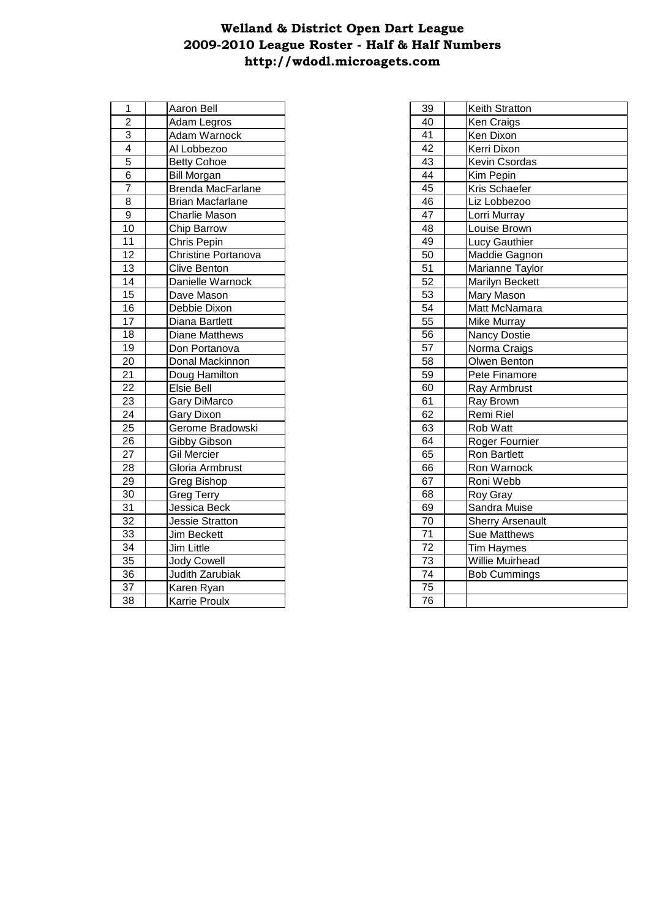**Welland & District Open Dart League**
**2009-2010 League Roster - Half & Half Numbers**
**http://wdodl.microagets.com**

| | | |
|---|---|---|
| 1 | | Aaron Bell |
| 2 | | Adam Legros |
| 3 | | Adam Warnock |
| 4 | | Al Lobbezoo |
| 5 | | Betty Cohoe |
| 6 | | Bill Morgan |
| 7 | | Brenda MacFarlane |
| 8 | | Brian Macfarlane |
| 9 | | Charlie Mason |
| 10 | | Chip Barrow |
| 11 | | Chris Pepin |
| 12 | | Christine Portanova |
| 13 | | Clive Benton |
| 14 | | Danielle Warnock |
| 15 | | Dave Mason |
| 16 | | Debbie Dixon |
| 17 | | Diana Bartlett |
| 18 | | Diane Matthews |
| 19 | | Don Portanova |
| 20 | | Donal Mackinnon |
| 21 | | Doug Hamilton |
| 22 | | Elsie Bell |
| 23 | | Gary DiMarco |
| 24 | | Gary Dixon |
| 25 | | Gerome Bradowski |
| 26 | | Gibby Gibson |
| 27 | | Gil Mercier |
| 28 | | Gloria Armbrust |
| 29 | | Greg Bishop |
| 30 | | Greg Terry |
| 31 | | Jessica Beck |
| 32 | | Jessie Stratton |
| 33 | | Jim Beckett |
| 34 | | Jim Little |
| 35 | | Jody Cowell |
| 36 | | Judith Zarubiak |
| 37 | | Karen Ryan |
| 38 | | Karrie Proulx |

| | | |
|---|---|---|
| 39 | | Keith Stratton |
| 40 | | Ken Craigs |
| 41 | | Ken Dixon |
| 42 | | Kerri Dixon |
| 43 | | Kevin Csordas |
| 44 | | Kim Pepin |
| 45 | | Kris Schaefer |
| 46 | | Liz Lobbezoo |
| 47 | | Lorri Murray |
| 48 | | Louise Brown |
| 49 | | Lucy Gauthier |
| 50 | | Maddie Gagnon |
| 51 | | Marianne Taylor |
| 52 | | Marilyn Beckett |
| 53 | | Mary Mason |
| 54 | | Matt McNamara |
| 55 | | Mike Murray |
| 56 | | Nancy Dostie |
| 57 | | Norma Craigs |
| 58 | | Olwen Benton |
| 59 | | Pete Finamore |
| 60 | | Ray Armbrust |
| 61 | | Ray Brown |
| 62 | | Remi Riel |
| 63 | | Rob Watt |
| 64 | | Roger Fournier |
| 65 | | Ron Bartlett |
| 66 | | Ron Warnock |
| 67 | | Roni Webb |
| 68 | | Roy Gray |
| 69 | | Sandra Muise |
| 70 | | Sherry Arsenault |
| 71 | | Sue Matthews |
| 72 | | Tim Haymes |
| 73 | | Willie Muirhead |
| 74 | | Bob Cummings |
| 75 | | |
| 76 | | |